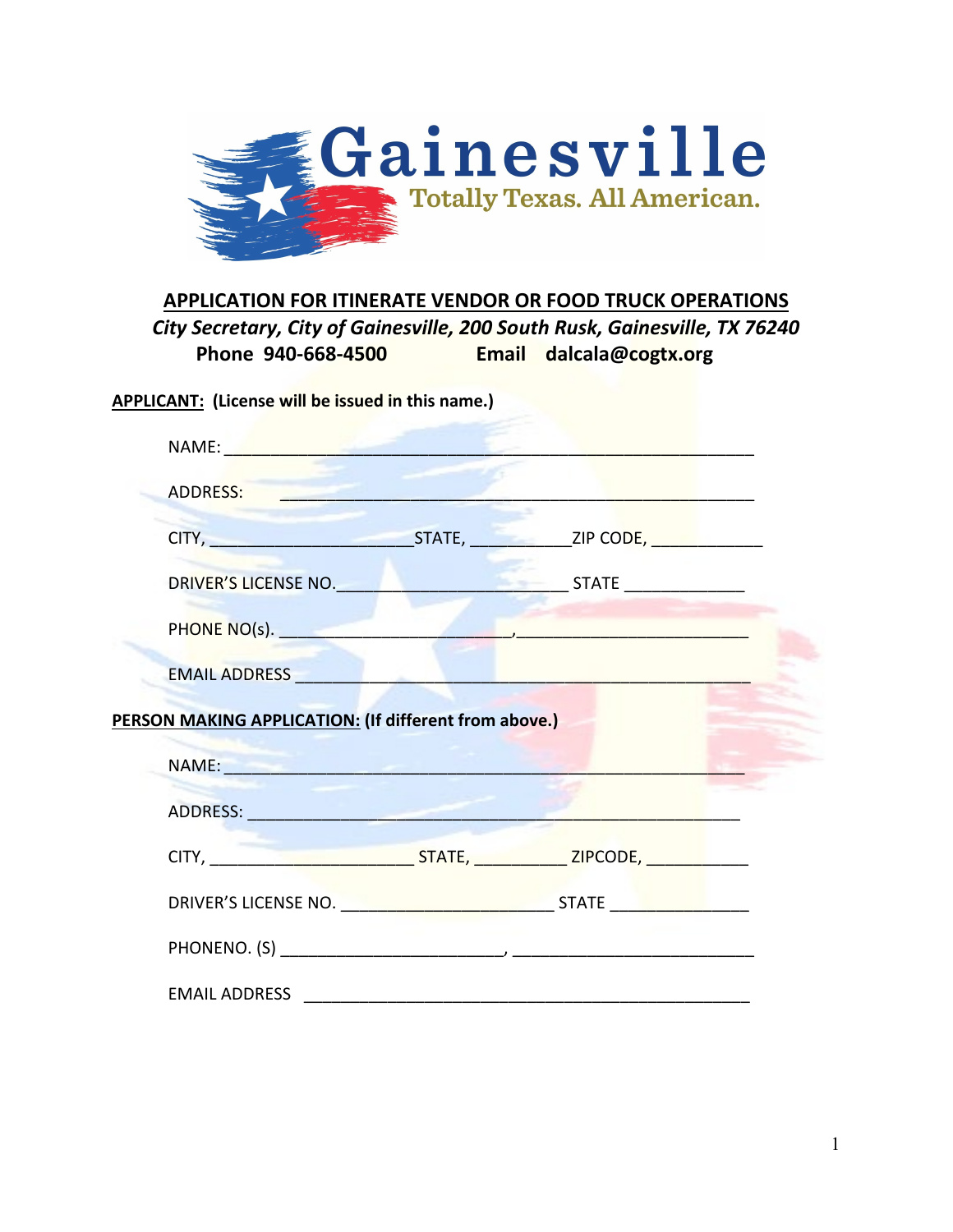Gainesville

Totally Texas. All American.

## APPLICATION FOR ITINERATE VENDOR OR FOOD TRUCK OPERATIONS

***City Secretary, City of Gainesville, 200 South Rusk, Gainesville, TX 76240***

**Phone 940-668-4500 Email dalcala@cogtx.org**

**APPLICANT: (License will be issued in this name.)**

NAME: ___________________________________________________________

ADDRESS: ______________________________________________________

CITY, ______________________STATE, ___________ZIP CODE, ____________

DRIVER'S LICENSE NO.________________________ STATE _____________

PHONE NO(s). ________________________,_________________________

EMAIL ADDRESS ________________________________________________

**PERSON MAKING APPLICATION: (If different from above.)**

NAME: _________________________________________________________

ADDRESS: ______________________________________________________

CITY, ______________________ STATE, __________ ZIPCODE, ___________

DRIVER'S LICENSE NO. _______________________ STATE _______________

PHONENO. (S) ________________________, __________________________

EMAIL ADDRESS _________________________________________________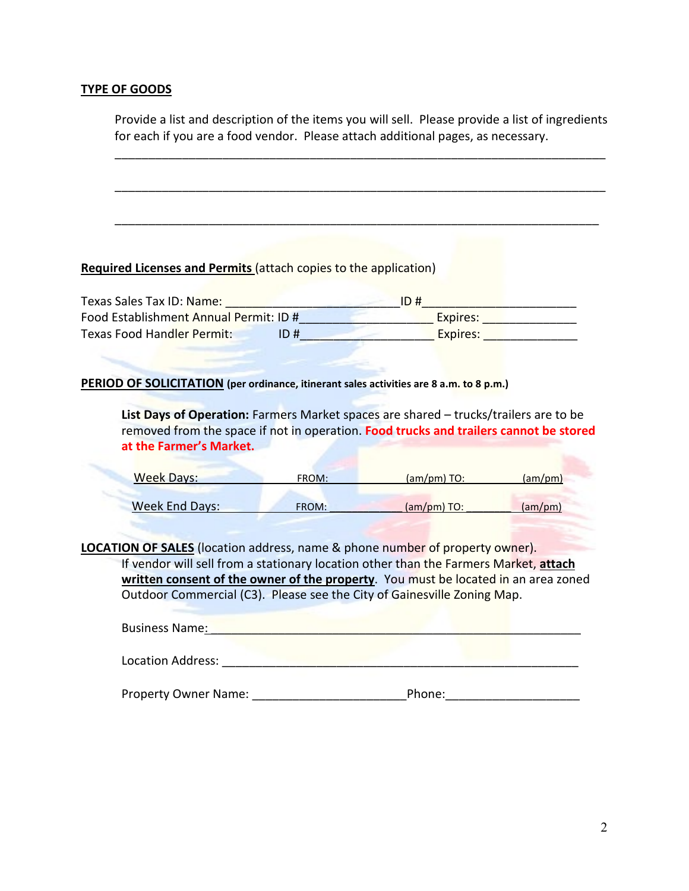## TYPE OF GOODS

Provide a list and description of the items you will sell. Please provide a list of ingredients for each if you are a food vendor. Please attach additional pages, as necessary.

___________________________________________________________________________

___________________________________________________________________________

___________________________________________________________________________

**Required Licenses and Permits** (attach copies to the application)

Texas Sales Tax ID: Name: ___________________________ ID #________________________

Food Establishment Annual Permit: ID #____________________ Expires: ______________

Texas Food Handler Permit: ID #____________________ Expires: ______________

**PERIOD OF SOLICITATION** **(per ordinance, itinerant sales activities are 8 a.m. to 8 p.m.)**

**List Days of Operation:** Farmers Market spaces are shared – trucks/trailers are to be removed from the space if not in operation. **Food trucks and trailers cannot be stored at the Farmer's Market.**

Week Days: ____________ FROM: ____________ (am/pm) TO: ________ (am/pm)

Week End Days: ____________ FROM: ____________ (am/pm) TO: ________ (am/pm)

**LOCATION OF SALES** (location address, name & phone number of property owner).
If vendor will sell from a stationary location other than the Farmers Market, **attach written consent of the owner of the property**. You must be located in an area zoned Outdoor Commercial (C3). Please see the City of Gainesville Zoning Map.

Business Name:___________________________________________________________

Location Address: ________________________________________________________

Property Owner Name: _______________________Phone:____________________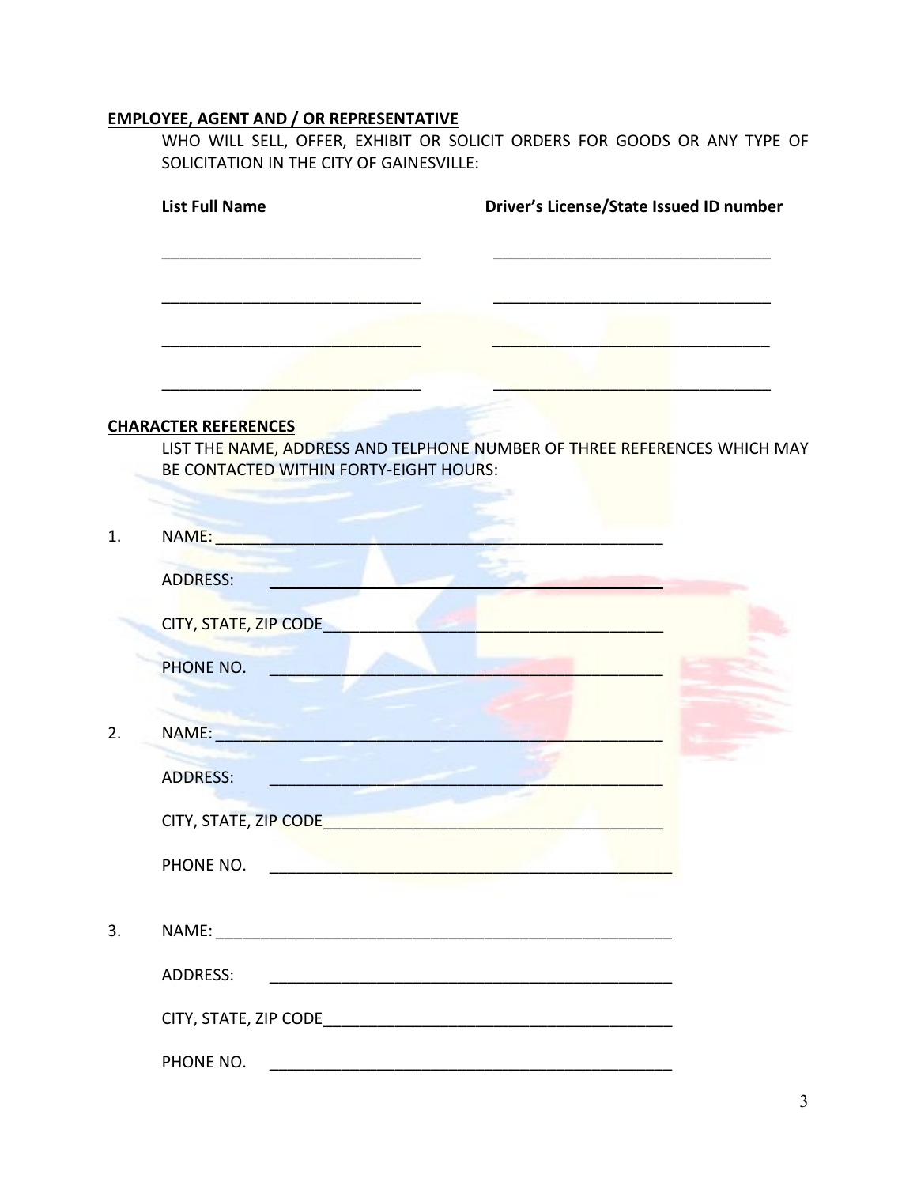**EMPLOYEE, AGENT AND / OR REPRESENTATIVE**

WHO WILL SELL, OFFER, EXHIBIT OR SOLICIT ORDERS FOR GOODS OR ANY TYPE OF SOLICITATION IN THE CITY OF GAINESVILLE:

| List Full Name | Driver's License/State Issued ID number |
| --- | --- |
| ______________________________ | ________________________________ |
| ______________________________ | ________________________________ |
| ______________________________ | ________________________________ |
| ______________________________ | ________________________________ |

**CHARACTER REFERENCES**

LIST THE NAME, ADDRESS AND TELPHONE NUMBER OF THREE REFERENCES WHICH MAY BE CONTACTED WITHIN FORTY-EIGHT HOURS:

1. NAME: ____________________________________________________

   ADDRESS: ______________________________________________

   CITY, STATE, ZIP CODE_______________________________________

   PHONE NO. ______________________________________________

2. NAME: ____________________________________________________

   ADDRESS: ______________________________________________

   CITY, STATE, ZIP CODE_______________________________________

   PHONE NO. ______________________________________________

3. NAME: ____________________________________________________

   ADDRESS: ______________________________________________

   CITY, STATE, ZIP CODE_______________________________________

   PHONE NO. ______________________________________________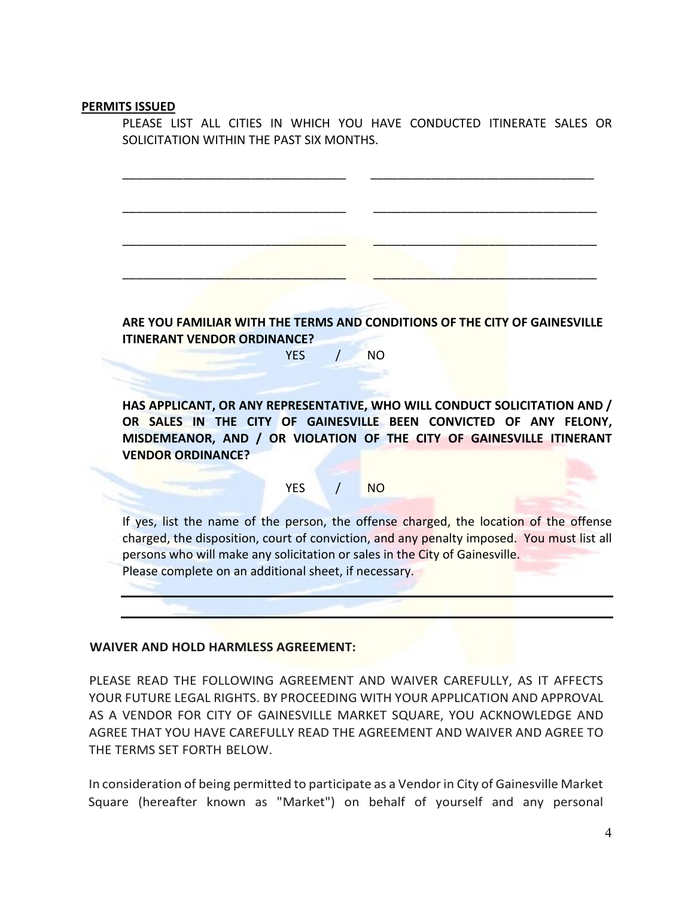**PERMITS ISSUED**

PLEASE LIST ALL CITIES IN WHICH YOU HAVE CONDUCTED ITINERATE SALES OR SOLICITATION WITHIN THE PAST SIX MONTHS.

\_\_\_\_\_\_\_\_\_\_\_\_\_\_\_\_\_\_\_\_\_\_\_\_\_\_\_\_\_\_\_\_\_\_ \_\_\_\_\_\_\_\_\_\_\_\_\_\_\_\_\_\_\_\_\_\_\_\_\_\_\_\_\_\_\_\_\_\_

\_\_\_\_\_\_\_\_\_\_\_\_\_\_\_\_\_\_\_\_\_\_\_\_\_\_\_\_\_\_\_\_\_\_ \_\_\_\_\_\_\_\_\_\_\_\_\_\_\_\_\_\_\_\_\_\_\_\_\_\_\_\_\_\_\_\_\_\_

\_\_\_\_\_\_\_\_\_\_\_\_\_\_\_\_\_\_\_\_\_\_\_\_\_\_\_\_\_\_\_\_\_\_ \_\_\_\_\_\_\_\_\_\_\_\_\_\_\_\_\_\_\_\_\_\_\_\_\_\_\_\_\_\_\_\_\_\_

\_\_\_\_\_\_\_\_\_\_\_\_\_\_\_\_\_\_\_\_\_\_\_\_\_\_\_\_\_\_\_\_\_\_ \_\_\_\_\_\_\_\_\_\_\_\_\_\_\_\_\_\_\_\_\_\_\_\_\_\_\_\_\_\_\_\_\_\_

**ARE YOU FAMILIAR WITH THE TERMS AND CONDITIONS OF THE CITY OF GAINESVILLE ITINERANT VENDOR ORDINANCE?**

YES / NO

**HAS APPLICANT, OR ANY REPRESENTATIVE, WHO WILL CONDUCT SOLICITATION AND / OR SALES IN THE CITY OF GAINESVILLE BEEN CONVICTED OF ANY FELONY, MISDEMEANOR, AND / OR VIOLATION OF THE CITY OF GAINESVILLE ITINERANT VENDOR ORDINANCE?**

YES / NO

If yes, list the name of the person, the offense charged, the location of the offense charged, the disposition, court of conviction, and any penalty imposed. You must list all persons who will make any solicitation or sales in the City of Gainesville.
Please complete on an additional sheet, if necessary.

\_\_\_\_\_\_\_\_\_\_\_\_\_\_\_\_\_\_\_\_\_\_\_\_\_\_\_\_\_\_\_\_\_\_\_\_\_\_\_\_\_\_\_\_\_\_\_\_\_\_\_\_\_\_\_\_\_\_\_\_\_\_\_\_\_\_\_\_

\_\_\_\_\_\_\_\_\_\_\_\_\_\_\_\_\_\_\_\_\_\_\_\_\_\_\_\_\_\_\_\_\_\_\_\_\_\_\_\_\_\_\_\_\_\_\_\_\_\_\_\_\_\_\_\_\_\_\_\_\_\_\_\_\_\_\_\_

**WAIVER AND HOLD HARMLESS AGREEMENT:**

PLEASE READ THE FOLLOWING AGREEMENT AND WAIVER CAREFULLY, AS IT AFFECTS YOUR FUTURE LEGAL RIGHTS. BY PROCEEDING WITH YOUR APPLICATION AND APPROVAL AS A VENDOR FOR CITY OF GAINESVILLE MARKET SQUARE, YOU ACKNOWLEDGE AND AGREE THAT YOU HAVE CAREFULLY READ THE AGREEMENT AND WAIVER AND AGREE TO THE TERMS SET FORTH BELOW.

In consideration of being permitted to participate as a Vendor in City of Gainesville Market Square (hereafter known as "Market") on behalf of yourself and any personal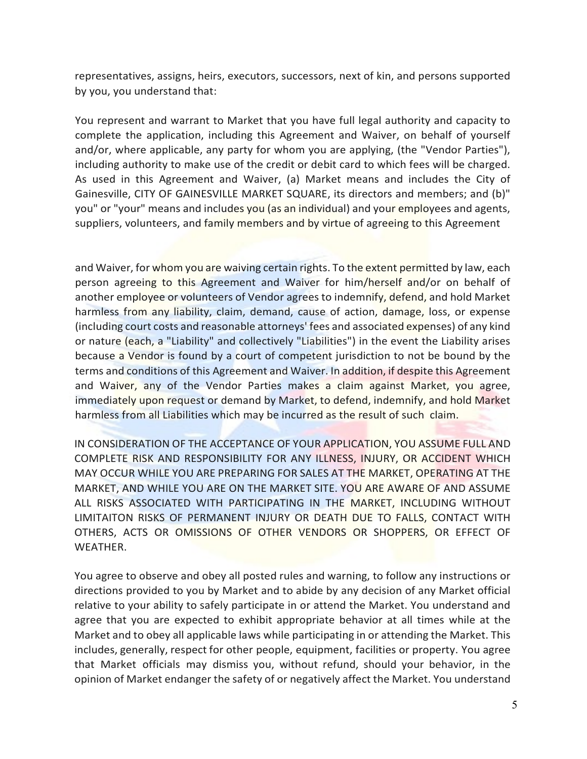representatives, assigns, heirs, executors, successors, next of kin, and persons supported by you, you understand that:

You represent and warrant to Market that you have full legal authority and capacity to complete the application, including this Agreement and Waiver, on behalf of yourself and/or, where applicable, any party for whom you are applying, (the "Vendor Parties"), including authority to make use of the credit or debit card to which fees will be charged. As used in this Agreement and Waiver, (a) Market means and includes the City of Gainesville, CITY OF GAINESVILLE MARKET SQUARE, its directors and members; and (b)" you" or "your" means and includes you (as an individual) and your employees and agents, suppliers, volunteers, and family members and by virtue of agreeing to this Agreement

and Waiver, for whom you are waiving certain rights. To the extent permitted by law, each person agreeing to this Agreement and Waiver for him/herself and/or on behalf of another employee or volunteers of Vendor agrees to indemnify, defend, and hold Market harmless from any liability, claim, demand, cause of action, damage, loss, or expense (including court costs and reasonable attorneys' fees and associated expenses) of any kind or nature (each, a "Liability" and collectively "Liabilities") in the event the Liability arises because a Vendor is found by a court of competent jurisdiction to not be bound by the terms and conditions of this Agreement and Waiver. In addition, if despite this Agreement and Waiver, any of the Vendor Parties makes a claim against Market, you agree, immediately upon request or demand by Market, to defend, indemnify, and hold Market harmless from all Liabilities which may be incurred as the result of such claim.

IN CONSIDERATION OF THE ACCEPTANCE OF YOUR APPLICATION, YOU ASSUME FULL AND COMPLETE RISK AND RESPONSIBILITY FOR ANY ILLNESS, INJURY, OR ACCIDENT WHICH MAY OCCUR WHILE YOU ARE PREPARING FOR SALES AT THE MARKET, OPERATING AT THE MARKET, AND WHILE YOU ARE ON THE MARKET SITE. YOU ARE AWARE OF AND ASSUME ALL RISKS ASSOCIATED WITH PARTICIPATING IN THE MARKET, INCLUDING WITHOUT LIMITAITON RISKS OF PERMANENT INJURY OR DEATH DUE TO FALLS, CONTACT WITH OTHERS, ACTS OR OMISSIONS OF OTHER VENDORS OR SHOPPERS, OR EFFECT OF WEATHER.

You agree to observe and obey all posted rules and warning, to follow any instructions or directions provided to you by Market and to abide by any decision of any Market official relative to your ability to safely participate in or attend the Market. You understand and agree that you are expected to exhibit appropriate behavior at all times while at the Market and to obey all applicable laws while participating in or attending the Market. This includes, generally, respect for other people, equipment, facilities or property. You agree that Market officials may dismiss you, without refund, should your behavior, in the opinion of Market endanger the safety of or negatively affect the Market. You understand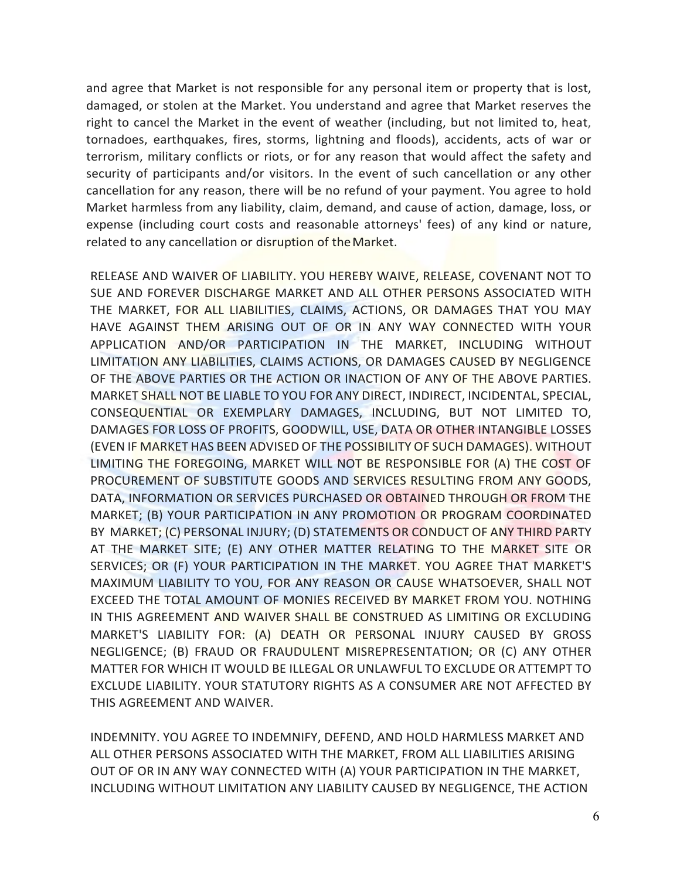and agree that Market is not responsible for any personal item or property that is lost, damaged, or stolen at the Market. You understand and agree that Market reserves the right to cancel the Market in the event of weather (including, but not limited to, heat, tornadoes, earthquakes, fires, storms, lightning and floods), accidents, acts of war or terrorism, military conflicts or riots, or for any reason that would affect the safety and security of participants and/or visitors. In the event of such cancellation or any other cancellation for any reason, there will be no refund of your payment. You agree to hold Market harmless from any liability, claim, demand, and cause of action, damage, loss, or expense (including court costs and reasonable attorneys' fees) of any kind or nature, related to any cancellation or disruption of the Market.

RELEASE AND WAIVER OF LIABILITY. YOU HEREBY WAIVE, RELEASE, COVENANT NOT TO SUE AND FOREVER DISCHARGE MARKET AND ALL OTHER PERSONS ASSOCIATED WITH THE MARKET, FOR ALL LIABILITIES, CLAIMS, ACTIONS, OR DAMAGES THAT YOU MAY HAVE AGAINST THEM ARISING OUT OF OR IN ANY WAY CONNECTED WITH YOUR APPLICATION AND/OR PARTICIPATION IN THE MARKET, INCLUDING WITHOUT LIMITATION ANY LIABILITIES, CLAIMS ACTIONS, OR DAMAGES CAUSED BY NEGLIGENCE OF THE ABOVE PARTIES OR THE ACTION OR INACTION OF ANY OF THE ABOVE PARTIES. MARKET SHALL NOT BE LIABLE TO YOU FOR ANY DIRECT, INDIRECT, INCIDENTAL, SPECIAL, CONSEQUENTIAL OR EXEMPLARY DAMAGES, INCLUDING, BUT NOT LIMITED TO, DAMAGES FOR LOSS OF PROFITS, GOODWILL, USE, DATA OR OTHER INTANGIBLE LOSSES (EVEN IF MARKET HAS BEEN ADVISED OF THE POSSIBILITY OF SUCH DAMAGES). WITHOUT LIMITING THE FOREGOING, MARKET WILL NOT BE RESPONSIBLE FOR (A) THE COST OF PROCUREMENT OF SUBSTITUTE GOODS AND SERVICES RESULTING FROM ANY GOODS, DATA, INFORMATION OR SERVICES PURCHASED OR OBTAINED THROUGH OR FROM THE MARKET; (B) YOUR PARTICIPATION IN ANY PROMOTION OR PROGRAM COORDINATED BY MARKET; (C) PERSONAL INJURY; (D) STATEMENTS OR CONDUCT OF ANY THIRD PARTY AT THE MARKET SITE; (E) ANY OTHER MATTER RELATING TO THE MARKET SITE OR SERVICES; OR (F) YOUR PARTICIPATION IN THE MARKET. YOU AGREE THAT MARKET'S MAXIMUM LIABILITY TO YOU, FOR ANY REASON OR CAUSE WHATSOEVER, SHALL NOT EXCEED THE TOTAL AMOUNT OF MONIES RECEIVED BY MARKET FROM YOU. NOTHING IN THIS AGREEMENT AND WAIVER SHALL BE CONSTRUED AS LIMITING OR EXCLUDING MARKET'S LIABILITY FOR: (A) DEATH OR PERSONAL INJURY CAUSED BY GROSS NEGLIGENCE; (B) FRAUD OR FRAUDULENT MISREPRESENTATION; OR (C) ANY OTHER MATTER FOR WHICH IT WOULD BE ILLEGAL OR UNLAWFUL TO EXCLUDE OR ATTEMPT TO EXCLUDE LIABILITY. YOUR STATUTORY RIGHTS AS A CONSUMER ARE NOT AFFECTED BY THIS AGREEMENT AND WAIVER.

INDEMNITY. YOU AGREE TO INDEMNIFY, DEFEND, AND HOLD HARMLESS MARKET AND ALL OTHER PERSONS ASSOCIATED WITH THE MARKET, FROM ALL LIABILITIES ARISING OUT OF OR IN ANY WAY CONNECTED WITH (A) YOUR PARTICIPATION IN THE MARKET, INCLUDING WITHOUT LIMITATION ANY LIABILITY CAUSED BY NEGLIGENCE, THE ACTION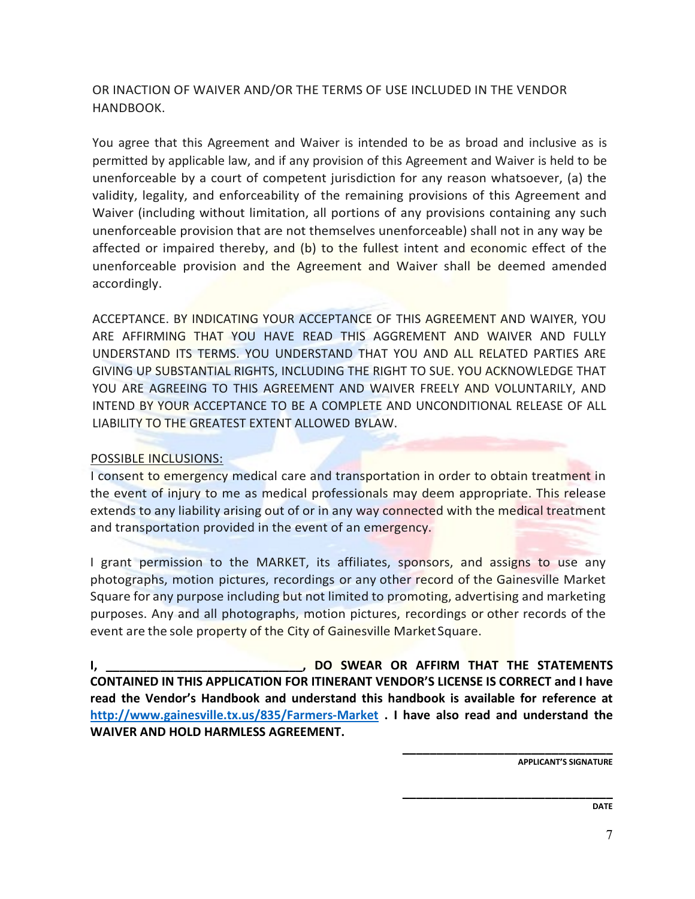OR INACTION OF WAIVER AND/OR THE TERMS OF USE INCLUDED IN THE VENDOR HANDBOOK.

You agree that this Agreement and Waiver is intended to be as broad and inclusive as is permitted by applicable law, and if any provision of this Agreement and Waiver is held to be unenforceable by a court of competent jurisdiction for any reason whatsoever, (a) the validity, legality, and enforceability of the remaining provisions of this Agreement and Waiver (including without limitation, all portions of any provisions containing any such unenforceable provision that are not themselves unenforceable) shall not in any way be affected or impaired thereby, and (b) to the fullest intent and economic effect of the unenforceable provision and the Agreement and Waiver shall be deemed amended accordingly.

ACCEPTANCE. BY INDICATING YOUR ACCEPTANCE OF THIS AGREEMENT AND WAIYER, YOU ARE AFFIRMING THAT YOU HAVE READ THIS AGGREMENT AND WAIVER AND FULLY UNDERSTAND ITS TERMS. YOU UNDERSTAND THAT YOU AND ALL RELATED PARTIES ARE GIVING UP SUBSTANTIAL RIGHTS, INCLUDING THE RIGHT TO SUE. YOU ACKNOWLEDGE THAT YOU ARE AGREEING TO THIS AGREEMENT AND WAIVER FREELY AND VOLUNTARILY, AND INTEND BY YOUR ACCEPTANCE TO BE A COMPLETE AND UNCONDITIONAL RELEASE OF ALL LIABILITY TO THE GREATEST EXTENT ALLOWED BYLAW.

<u>POSSIBLE INCLUSIONS:</u>

I consent to emergency medical care and transportation in order to obtain treatment in the event of injury to me as medical professionals may deem appropriate. This release extends to any liability arising out of or in any way connected with the medical treatment and transportation provided in the event of an emergency.

I grant permission to the MARKET, its affiliates, sponsors, and assigns to use any photographs, motion pictures, recordings or any other record of the Gainesville Market Square for any purpose including but not limited to promoting, advertising and marketing purposes. Any and all photographs, motion pictures, recordings or other records of the event are the sole property of the City of Gainesville Market Square.

**I, \_\_\_\_\_\_\_\_\_\_\_\_\_\_\_\_\_\_\_\_\_\_\_\_\_\_\_\_\_\_, DO SWEAR OR AFFIRM THAT THE STATEMENTS CONTAINED IN THIS APPLICATION FOR ITINERANT VENDOR'S LICENSE IS CORRECT and I have read the Vendor's Handbook and understand this handbook is available for reference at [http://www.gainesville.tx.us/835/Farmers-Market](http://www.gainesville.tx.us/835/Farmers-Market) . I have also read and understand the WAIVER AND HOLD HARMLESS AGREEMENT.**

\_\_\_\_\_\_\_\_\_\_\_\_\_\_\_\_\_\_\_\_\_\_\_\_\_\_\_\_\_\_\_\_\_\_
**APPLICANT'S SIGNATURE**

\_\_\_\_\_\_\_\_\_\_\_\_\_\_\_\_\_\_\_\_\_\_\_\_\_\_\_\_\_\_\_\_\_\_
**DATE**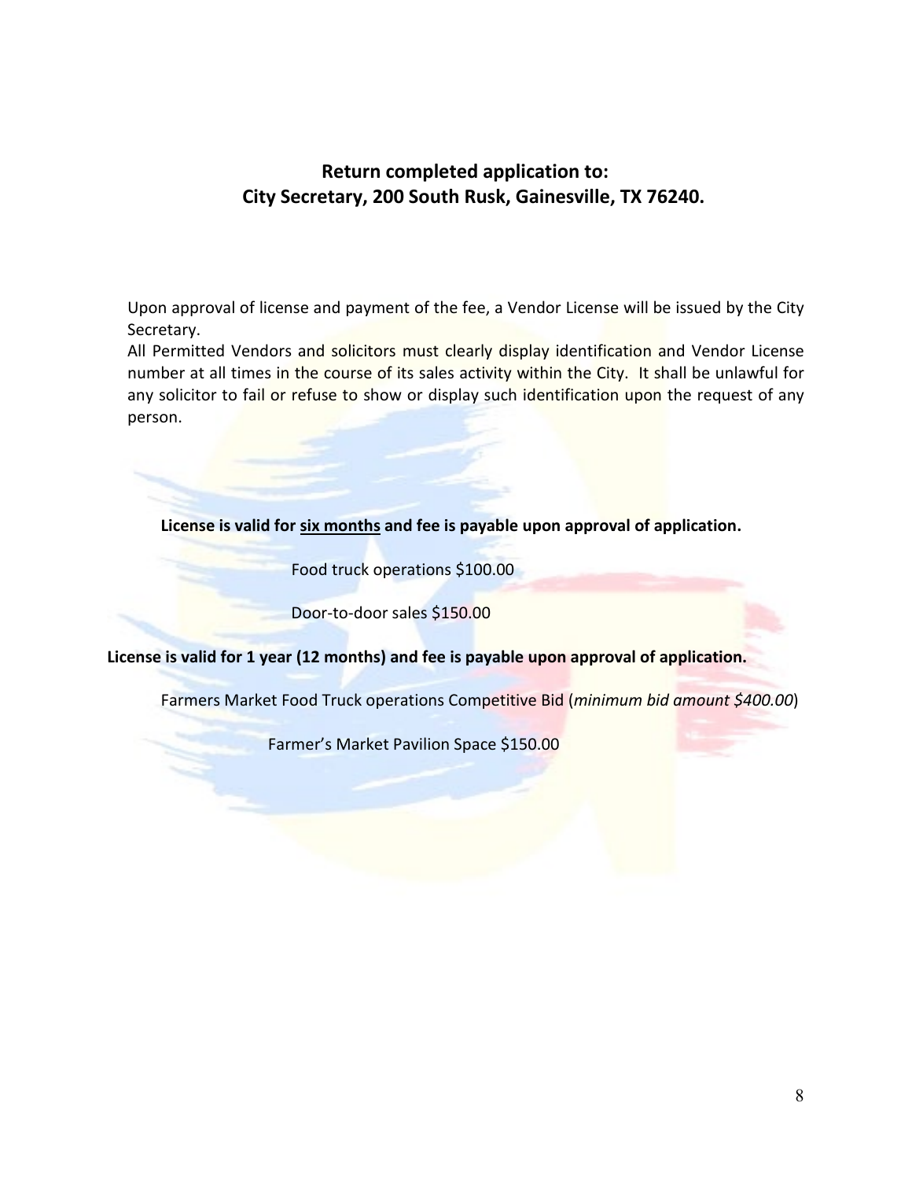**Return completed application to:**
**City Secretary, 200 South Rusk, Gainesville, TX 76240.**

Upon approval of license and payment of the fee, a Vendor License will be issued by the City Secretary.
All Permitted Vendors and solicitors must clearly display identification and Vendor License number at all times in the course of its sales activity within the City. It shall be unlawful for any solicitor to fail or refuse to show or display such identification upon the request of any person.

**License is valid for six months and fee is payable upon approval of application.**

Food truck operations $100.00

Door-to-door sales $150.00

**License is valid for 1 year (12 months) and fee is payable upon approval of application.**

Farmers Market Food Truck operations Competitive Bid (*minimum bid amount $400.00*)

Farmer's Market Pavilion Space $150.00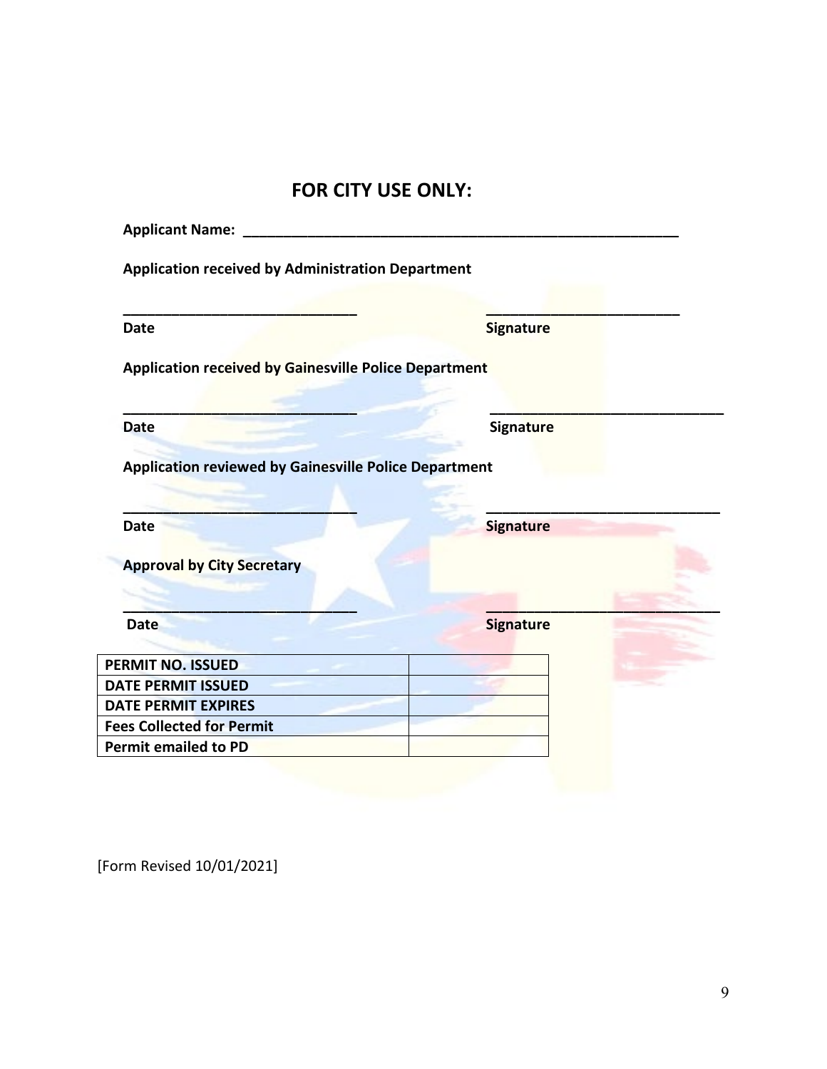## FOR CITY USE ONLY:

**Applicant Name:** ______________________________________________________

**Application received by Administration Department**

______________________________ ______________________________

**Date** **Signature**

**Application received by Gainesville Police Department**

______________________________ ______________________________

**Date** **Signature**

**Application reviewed by Gainesville Police Department**

______________________________ ______________________________

**Date** **Signature**

**Approval by City Secretary**

______________________________ ______________________________

**Date** **Signature**

| | |
|---|---|
| **PERMIT NO. ISSUED** | |
| **DATE PERMIT ISSUED** | |
| **DATE PERMIT EXPIRES** | |
| **Fees Collected for Permit** | |
| **Permit emailed to PD** | |

[Form Revised 10/01/2021]